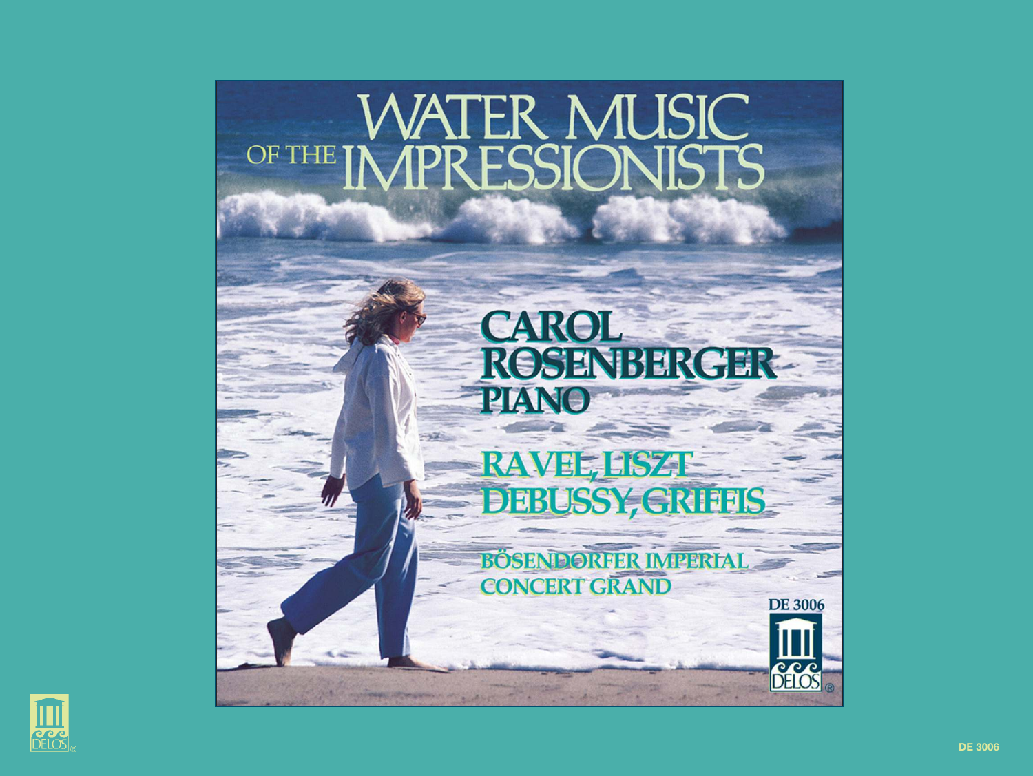# WATER MUSIC OF THE IMPRESSIONISTS

## CAROL ROSENBERGER
## PIANO

RAVEL, LISZT
DEBUSSY, GRIFFIS

BÖSENDORFER IMPERIAL
CONCERT GRAND

DE 3006

DELOS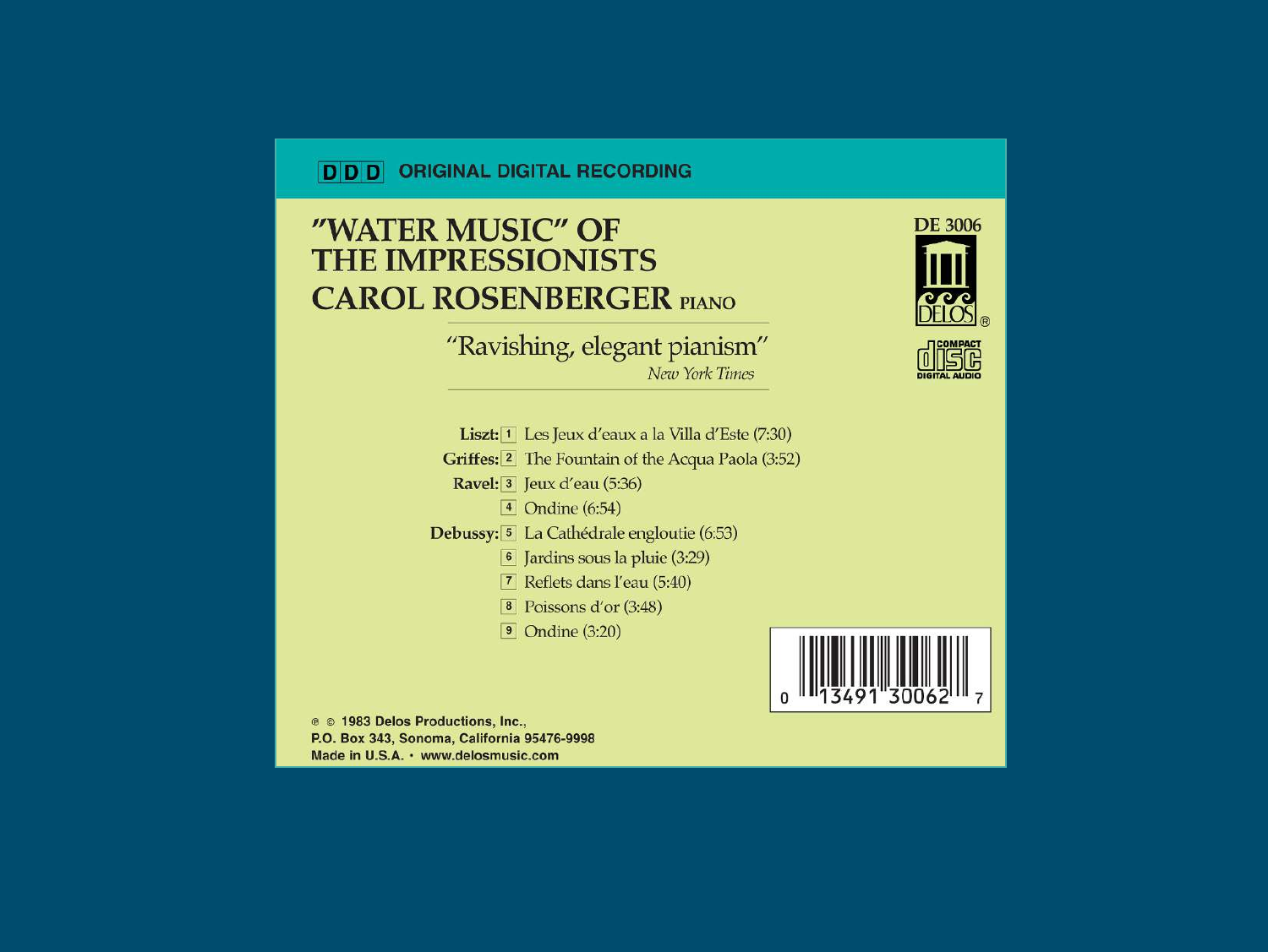**DDD ORIGINAL DIGITAL RECORDING**

# "WATER MUSIC" OF THE IMPRESSIONISTS

## CAROL ROSENBERGER PIANO

"Ravishing, elegant pianism"
*New York Times*

DE 3006

DELOS®

COMPACT disc DIGITAL AUDIO

**Liszt:** 1 Les Jeux d'eaux a la Villa d'Este (7:30)

**Griffes:** 2 The Fountain of the Acqua Paola (3:52)

**Ravel:** 3 Jeux d'eau (5:36)

4 Ondine (6:54)

**Debussy:** 5 La Cathédrale engloutie (6:53)

6 Jardins sous la pluie (3:29)

7 Reflets dans l'eau (5:40)

8 Poissons d'or (3:48)

9 Ondine (3:20)

0 13491 30062 7

℗ © 1983 Delos Productions, Inc.,
P.O. Box 343, Sonoma, California 95476-9998
Made in U.S.A. • www.delosmusic.com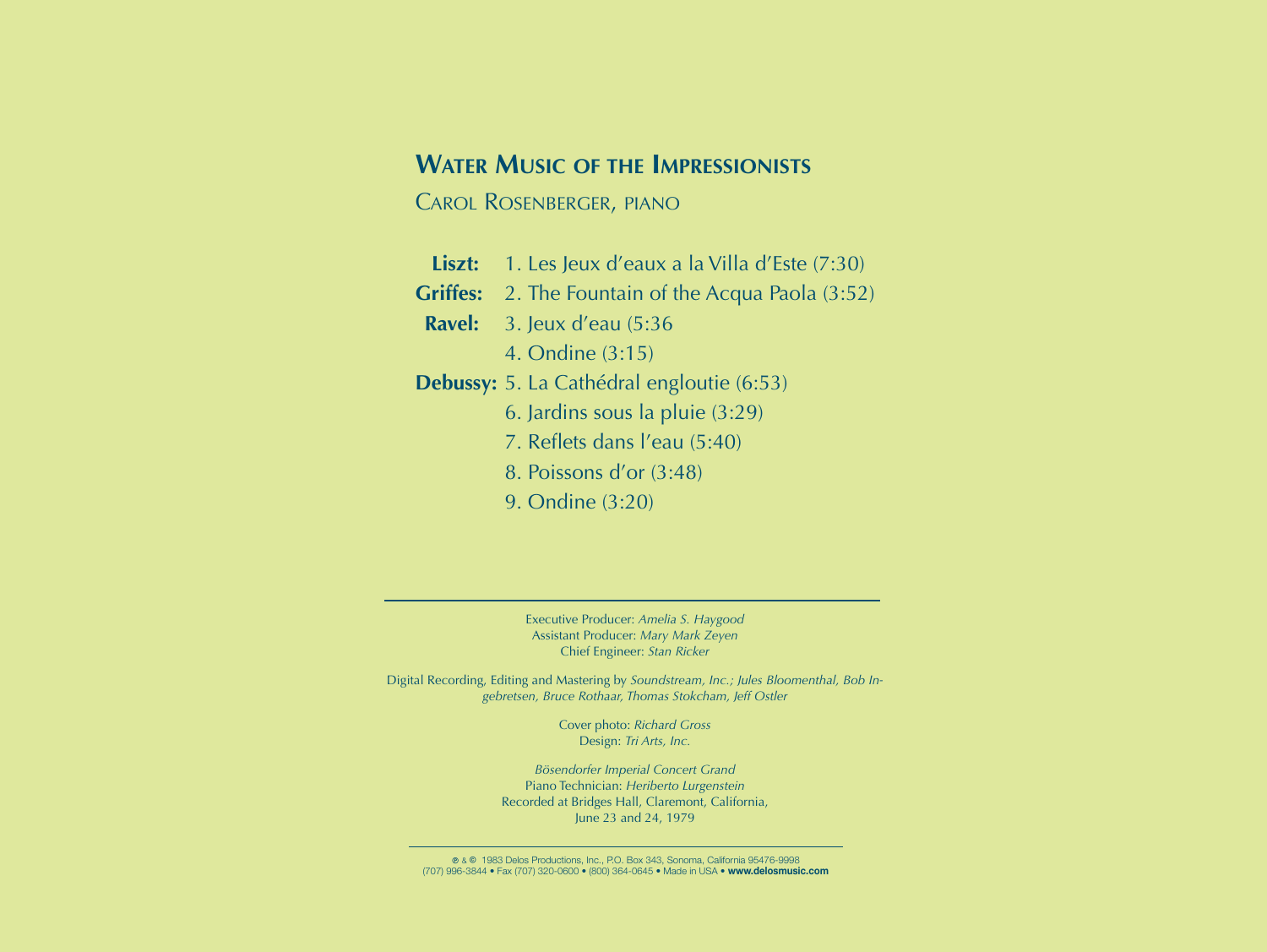## Water Music of the Impressionists

Carol Rosenberger, piano

**Liszt:** 1. Les Jeux d'eaux a la Villa d'Este (7:30)

**Griffes:** 2. The Fountain of the Acqua Paola (3:52)

**Ravel:** 3. Jeux d'eau (5:36

4. Ondine (3:15)

**Debussy:** 5. La Cathédral engloutie (6:53)

6. Jardins sous la pluie (3:29)

7. Reflets dans l'eau (5:40)

8. Poissons d'or (3:48)

9. Ondine (3:20)

---

Executive Producer: *Amelia S. Haygood*
Assistant Producer: *Mary Mark Zeyen*
Chief Engineer: *Stan Ricker*

Digital Recording, Editing and Mastering by *Soundstream, Inc.; Jules Bloomenthal, Bob Ingebretsen, Bruce Rothaar, Thomas Stokcham, Jeff Ostler*

Cover photo: *Richard Gross*
Design: *Tri Arts, Inc.*

*Bösendorfer Imperial Concert Grand*
Piano Technician: *Heriberto Lurgenstein*
Recorded at Bridges Hall, Claremont, California,
June 23 and 24, 1979

---

℗ & © 1983 Delos Productions, Inc., P.O. Box 343, Sonoma, California 95476-9998
(707) 996-3844 • Fax (707) 320-0600 • (800) 364-0645 • Made in USA • **www.delosmusic.com**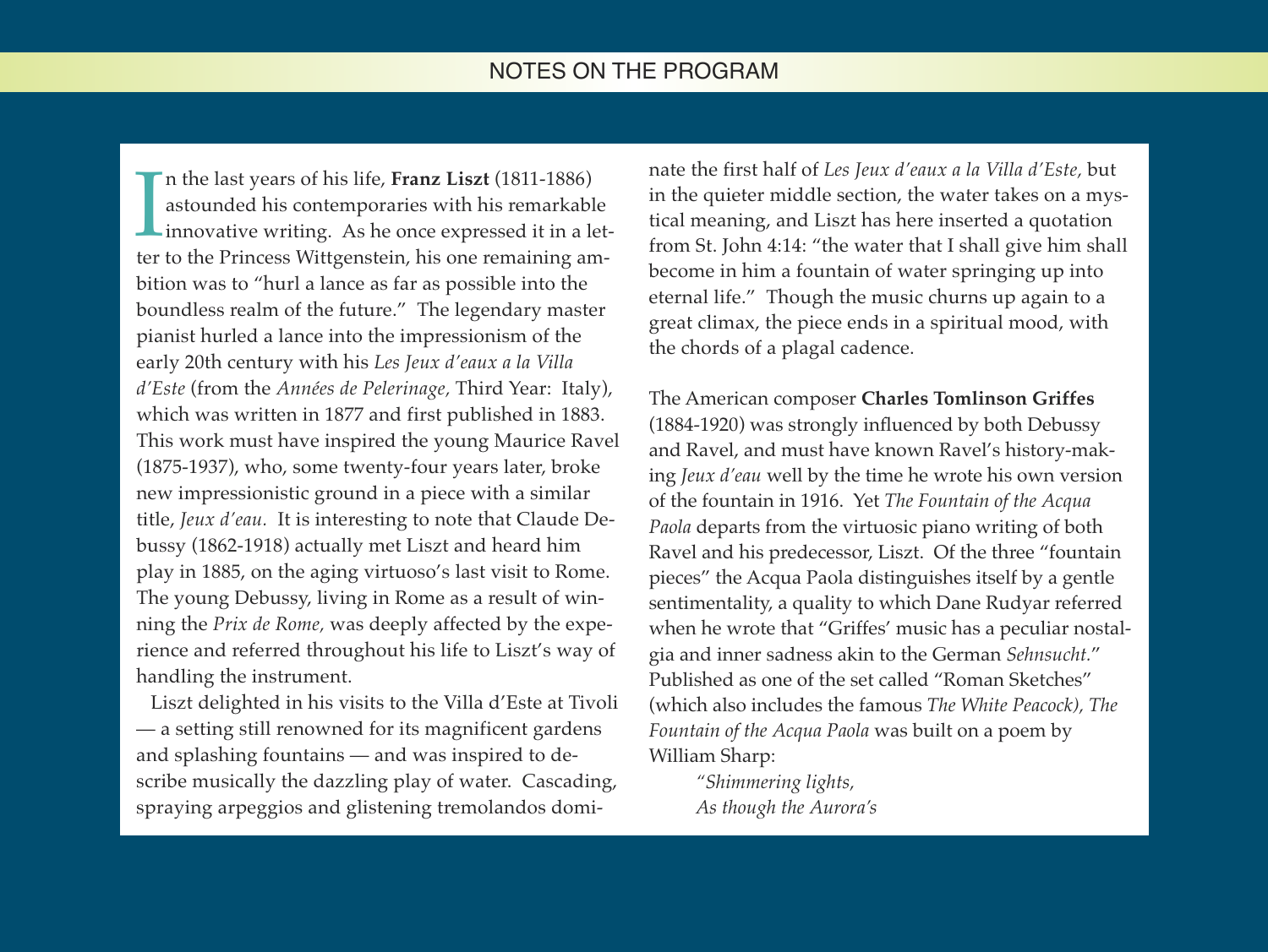## NOTES ON THE PROGRAM

In the last years of his life, **Franz Liszt** (1811-1886) astounded his contemporaries with his remarkable innovative writing. As he once expressed it in a letter to the Princess Wittgenstein, his one remaining ambition was to "hurl a lance as far as possible into the boundless realm of the future." The legendary master pianist hurled a lance into the impressionism of the early 20th century with his *Les Jeux d'eaux a la Villa d'Este* (from the *Années de Pelerinage,* Third Year: Italy), which was written in 1877 and first published in 1883. This work must have inspired the young Maurice Ravel (1875-1937), who, some twenty-four years later, broke new impressionistic ground in a piece with a similar title, *Jeux d'eau.* It is interesting to note that Claude Debussy (1862-1918) actually met Liszt and heard him play in 1885, on the aging virtuoso's last visit to Rome. The young Debussy, living in Rome as a result of winning the *Prix de Rome,* was deeply affected by the experience and referred throughout his life to Liszt's way of handling the instrument.

Liszt delighted in his visits to the Villa d'Este at Tivoli — a setting still renowned for its magnificent gardens and splashing fountains — and was inspired to describe musically the dazzling play of water. Cascading, spraying arpeggios and glistening tremolandos dominate the first half of *Les Jeux d'eaux a la Villa d'Este,* but in the quieter middle section, the water takes on a mystical meaning, and Liszt has here inserted a quotation from St. John 4:14: "the water that I shall give him shall become in him a fountain of water springing up into eternal life." Though the music churns up again to a great climax, the piece ends in a spiritual mood, with the chords of a plagal cadence.

The American composer **Charles Tomlinson Griffes** (1884-1920) was strongly influenced by both Debussy and Ravel, and must have known Ravel's history-making *Jeux d'eau* well by the time he wrote his own version of the fountain in 1916. Yet *The Fountain of the Acqua Paola* departs from the virtuosic piano writing of both Ravel and his predecessor, Liszt. Of the three "fountain pieces" the Acqua Paola distinguishes itself by a gentle sentimentality, a quality to which Dane Rudyar referred when he wrote that "Griffes' music has a peculiar nostalgia and inner sadness akin to the German *Sehnsucht.*" Published as one of the set called "Roman Sketches" (which also includes the famous *The White Peacock), The Fountain of the Acqua Paola* was built on a poem by William Sharp:

> *"Shimmering lights,*
> *As though the Aurora's*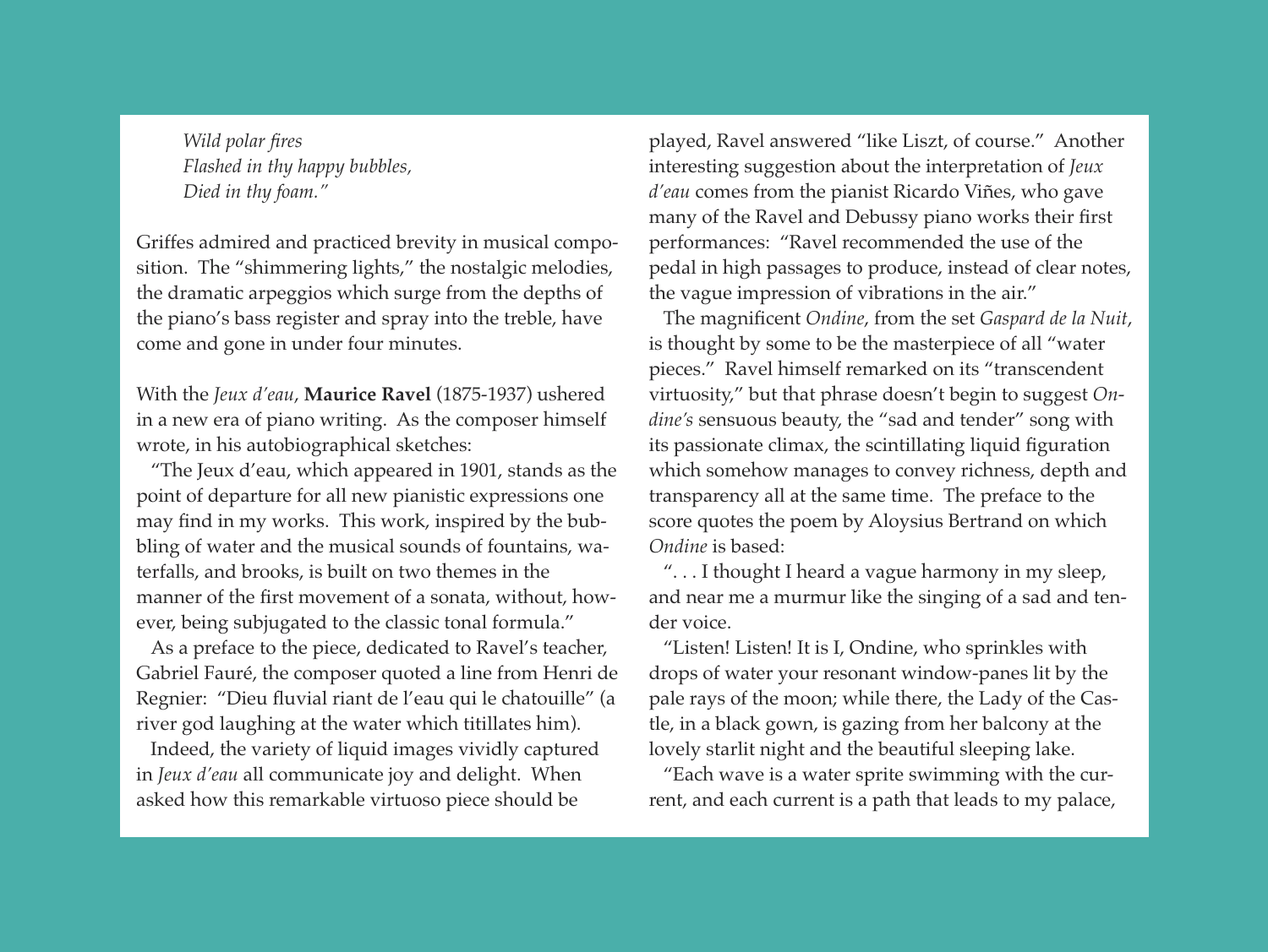*Wild polar fires*
*Flashed in thy happy bubbles,*
*Died in thy foam."*

Griffes admired and practiced brevity in musical composition. The "shimmering lights," the nostalgic melodies, the dramatic arpeggios which surge from the depths of the piano's bass register and spray into the treble, have come and gone in under four minutes.

With the *Jeux d'eau*, **Maurice Ravel** (1875-1937) ushered in a new era of piano writing. As the composer himself wrote, in his autobiographical sketches:

"The Jeux d'eau, which appeared in 1901, stands as the point of departure for all new pianistic expressions one may find in my works. This work, inspired by the bubbling of water and the musical sounds of fountains, waterfalls, and brooks, is built on two themes in the manner of the first movement of a sonata, without, however, being subjugated to the classic tonal formula."

As a preface to the piece, dedicated to Ravel's teacher, Gabriel Fauré, the composer quoted a line from Henri de Regnier: "Dieu fluvial riant de l'eau qui le chatouille" (a river god laughing at the water which titillates him).

Indeed, the variety of liquid images vividly captured in *Jeux d'eau* all communicate joy and delight. When asked how this remarkable virtuoso piece should be played, Ravel answered "like Liszt, of course." Another interesting suggestion about the interpretation of *Jeux d'eau* comes from the pianist Ricardo Viñes, who gave many of the Ravel and Debussy piano works their first performances: "Ravel recommended the use of the pedal in high passages to produce, instead of clear notes, the vague impression of vibrations in the air."

The magnificent *Ondine*, from the set *Gaspard de la Nuit*, is thought by some to be the masterpiece of all "water pieces." Ravel himself remarked on its "transcendent virtuosity," but that phrase doesn't begin to suggest *Ondine's* sensuous beauty, the "sad and tender" song with its passionate climax, the scintillating liquid figuration which somehow manages to convey richness, depth and transparency all at the same time. The preface to the score quotes the poem by Aloysius Bertrand on which *Ondine* is based:

". . . I thought I heard a vague harmony in my sleep, and near me a murmur like the singing of a sad and tender voice.

"Listen! Listen! It is I, Ondine, who sprinkles with drops of water your resonant window-panes lit by the pale rays of the moon; while there, the Lady of the Castle, in a black gown, is gazing from her balcony at the lovely starlit night and the beautiful sleeping lake.

"Each wave is a water sprite swimming with the current, and each current is a path that leads to my palace,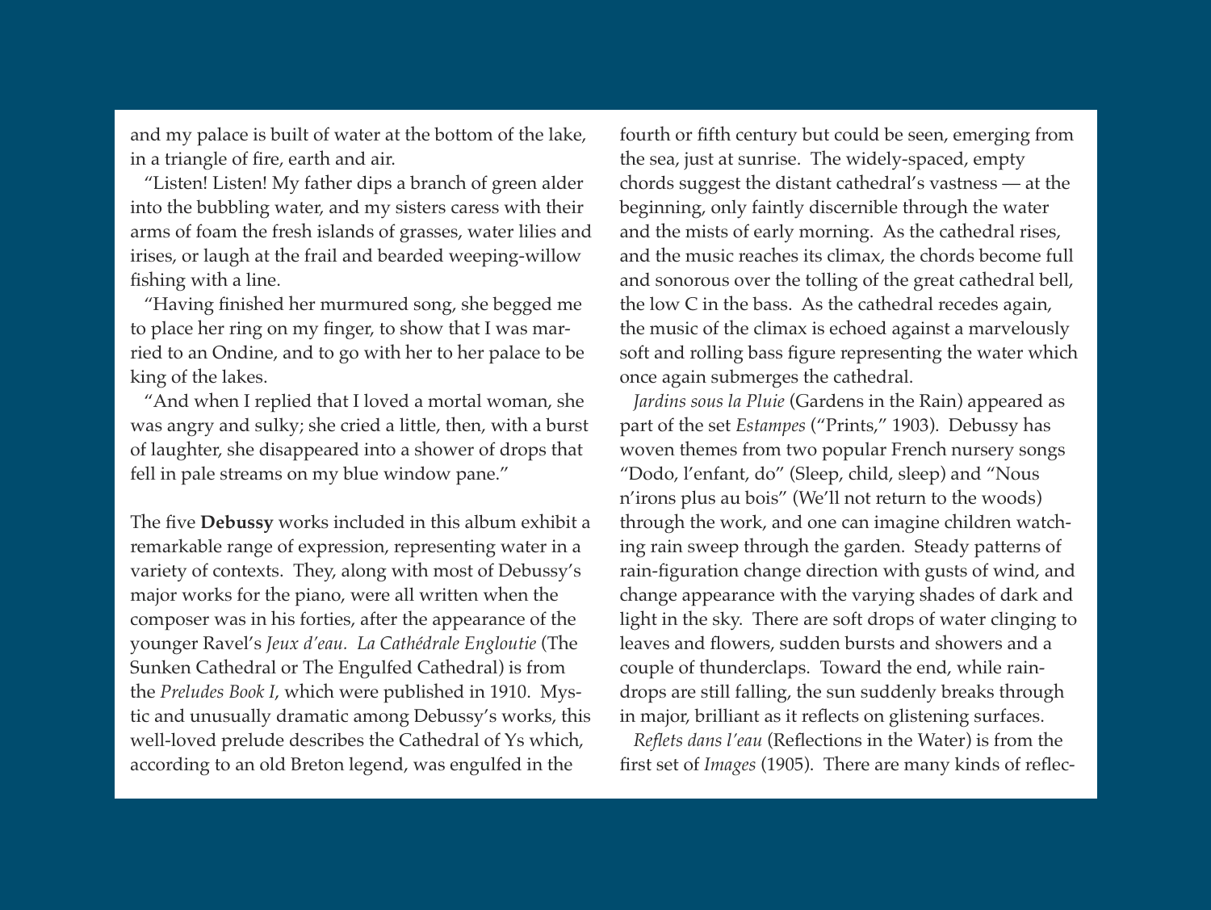and my palace is built of water at the bottom of the lake, in a triangle of fire, earth and air.

"Listen! Listen! My father dips a branch of green alder into the bubbling water, and my sisters caress with their arms of foam the fresh islands of grasses, water lilies and irises, or laugh at the frail and bearded weeping-willow fishing with a line.

"Having finished her murmured song, she begged me to place her ring on my finger, to show that I was married to an Ondine, and to go with her to her palace to be king of the lakes.

"And when I replied that I loved a mortal woman, she was angry and sulky; she cried a little, then, with a burst of laughter, she disappeared into a shower of drops that fell in pale streams on my blue window pane."

The five **Debussy** works included in this album exhibit a remarkable range of expression, representing water in a variety of contexts. They, along with most of Debussy's major works for the piano, were all written when the composer was in his forties, after the appearance of the younger Ravel's *Jeux d'eau. La Cathédrale Engloutie* (The Sunken Cathedral or The Engulfed Cathedral) is from the *Preludes Book I*, which were published in 1910. Mystic and unusually dramatic among Debussy's works, this well-loved prelude describes the Cathedral of Ys which, according to an old Breton legend, was engulfed in the fourth or fifth century but could be seen, emerging from the sea, just at sunrise. The widely-spaced, empty chords suggest the distant cathedral's vastness — at the beginning, only faintly discernible through the water and the mists of early morning. As the cathedral rises, and the music reaches its climax, the chords become full and sonorous over the tolling of the great cathedral bell, the low C in the bass. As the cathedral recedes again, the music of the climax is echoed against a marvelously soft and rolling bass figure representing the water which once again submerges the cathedral.

*Jardins sous la Pluie* (Gardens in the Rain) appeared as part of the set *Estampes* ("Prints," 1903). Debussy has woven themes from two popular French nursery songs "Dodo, l'enfant, do" (Sleep, child, sleep) and "Nous n'irons plus au bois" (We'll not return to the woods) through the work, and one can imagine children watching rain sweep through the garden. Steady patterns of rain-figuration change direction with gusts of wind, and change appearance with the varying shades of dark and light in the sky. There are soft drops of water clinging to leaves and flowers, sudden bursts and showers and a couple of thunderclaps. Toward the end, while raindrops are still falling, the sun suddenly breaks through in major, brilliant as it reflects on glistening surfaces.

*Reflets dans l'eau* (Reflections in the Water) is from the first set of *Images* (1905). There are many kinds of reflec-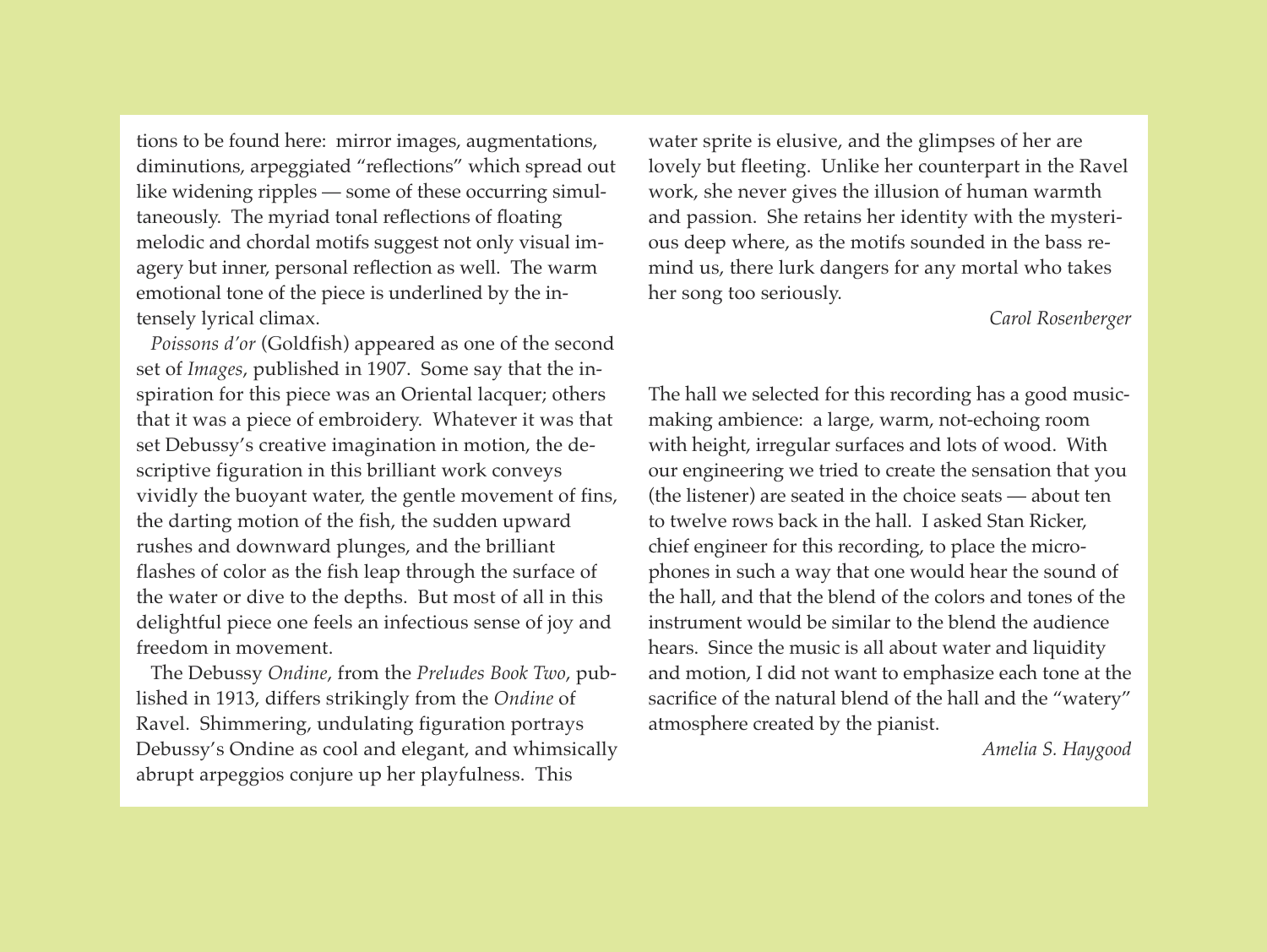tions to be found here: mirror images, augmentations, diminutions, arpeggiated "reflections" which spread out like widening ripples — some of these occurring simultaneously. The myriad tonal reflections of floating melodic and chordal motifs suggest not only visual imagery but inner, personal reflection as well. The warm emotional tone of the piece is underlined by the intensely lyrical climax.

*Poissons d'or* (Goldfish) appeared as one of the second set of *Images*, published in 1907. Some say that the inspiration for this piece was an Oriental lacquer; others that it was a piece of embroidery. Whatever it was that set Debussy's creative imagination in motion, the descriptive figuration in this brilliant work conveys vividly the buoyant water, the gentle movement of fins, the darting motion of the fish, the sudden upward rushes and downward plunges, and the brilliant flashes of color as the fish leap through the surface of the water or dive to the depths. But most of all in this delightful piece one feels an infectious sense of joy and freedom in movement.

The Debussy *Ondine*, from the *Preludes Book Two*, published in 1913, differs strikingly from the *Ondine* of Ravel. Shimmering, undulating figuration portrays Debussy's Ondine as cool and elegant, and whimsically abrupt arpeggios conjure up her playfulness. This water sprite is elusive, and the glimpses of her are lovely but fleeting. Unlike her counterpart in the Ravel work, she never gives the illusion of human warmth and passion. She retains her identity with the mysterious deep where, as the motifs sounded in the bass remind us, there lurk dangers for any mortal who takes her song too seriously.

*Carol Rosenberger*

The hall we selected for this recording has a good music-making ambience: a large, warm, not-echoing room with height, irregular surfaces and lots of wood. With our engineering we tried to create the sensation that you (the listener) are seated in the choice seats — about ten to twelve rows back in the hall. I asked Stan Ricker, chief engineer for this recording, to place the microphones in such a way that one would hear the sound of the hall, and that the blend of the colors and tones of the instrument would be similar to the blend the audience hears. Since the music is all about water and liquidity and motion, I did not want to emphasize each tone at the sacrifice of the natural blend of the hall and the "watery" atmosphere created by the pianist.

*Amelia S. Haygood*